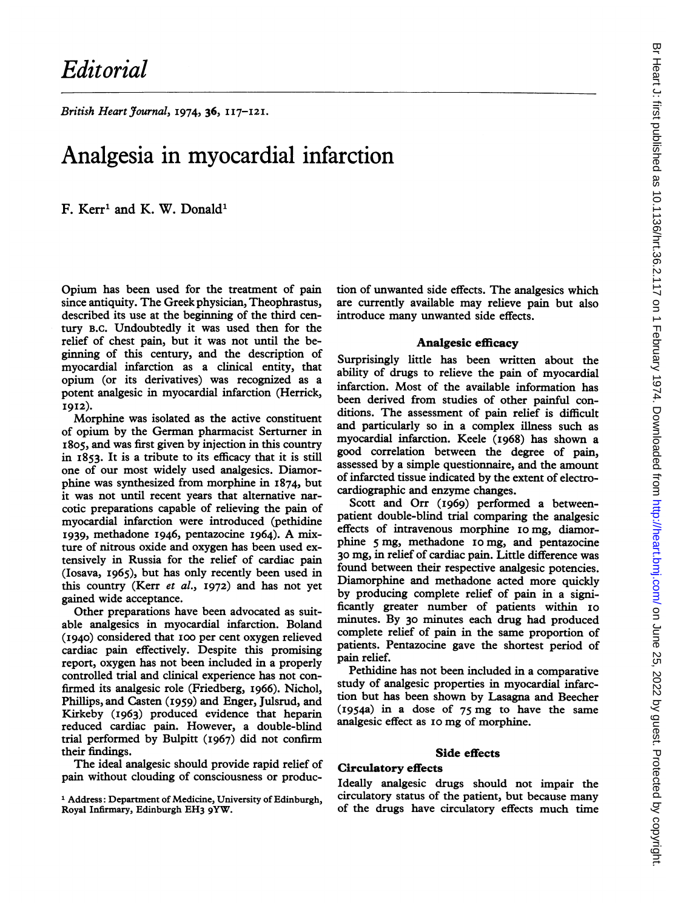# *Editorial*

*British Heart Journal*, 1974, 36, 117-121.

## Analgesia in myocardial infarction

F. Kerr[1] and K. W. Donald[1]

Opium has been used for the treatment of pain since antiquity. The Greek physician, Theophrastus, described its use at the beginning of the third century B.C. Undoubtedly it was used then for the relief of chest pain, but it was not until the beginning of this century, and the description of myocardial infarction as a clinical entity, that opium (or its derivatives) was recognized as a potent analgesic in myocardial infarction (Herrick, 1912).

Morphine was isolated as the active constituent of opium by the German pharmacist Serturner in 1805, and was first given by injection in this country in 1853. It is a tribute to its efficacy that it is still one of our most widely used analgesics. Diamorphine was synthesized from morphine in 1874, but it was not until recent years that alternative narcotic preparations capable of relieving the pain of myocardial infarction were introduced (pethidine 1939, methadone 1946, pentazocine 1964). A mixture of nitrous oxide and oxygen has been used extensively in Russia for the relief of cardiac pain (Iosava, 1965), but has only recently been used in this country (Kerr *et al.*, 1972) and has not yet gained wide acceptance.

Other preparations have been advocated as suitable analgesics in myocardial infarction. Boland (1940) considered that 100 per cent oxygen relieved cardiac pain effectively. Despite this promising report, oxygen has not been included in a properly controlled trial and clinical experience has not confirmed its analgesic role (Friedberg, 1966). Nichol, Phillips, and Casten (1959) and Enger, Julsrud, and Kirkeby (1963) produced evidence that heparin reduced cardiac pain. However, a double-blind trial performed by Bulpitt (1967) did not confirm their findings.

The ideal analgesic should provide rapid relief of pain without clouding of consciousness or production of unwanted side effects. The analgesics which are currently available may relieve pain but also introduce many unwanted side effects.

### Analgesic efficacy

Surprisingly little has been written about the ability of drugs to relieve the pain of myocardial infarction. Most of the available information has been derived from studies of other painful conditions. The assessment of pain relief is difficult and particularly so in a complex illness such as myocardial infarction. Keele (1968) has shown a good correlation between the degree of pain, assessed by a simple questionnaire, and the amount of infarcted tissue indicated by the extent of electrocardiographic and enzyme changes.

Scott and Orr (1969) performed a between-patient double-blind trial comparing the analgesic effects of intravenous morphine 10 mg, diamorphine 5 mg, methadone 10 mg, and pentazocine 30 mg, in relief of cardiac pain. Little difference was found between their respective analgesic potencies. Diamorphine and methadone acted more quickly by producing complete relief of pain in a significantly greater number of patients within 10 minutes. By 30 minutes each drug had produced complete relief of pain in the same proportion of patients. Pentazocine gave the shortest period of pain relief.

Pethidine has not been included in a comparative study of analgesic properties in myocardial infarction but has been shown by Lasagna and Beecher (1954a) in a dose of 75 mg to have the same analgesic effect as 10 mg of morphine.

### Side effects

#### Circulatory effects

Ideally analgesic drugs should not impair the circulatory status of the patient, but because many of the drugs have circulatory effects much time

[1] Address: Department of Medicine, University of Edinburgh, Royal Infirmary, Edinburgh EH3 9YW.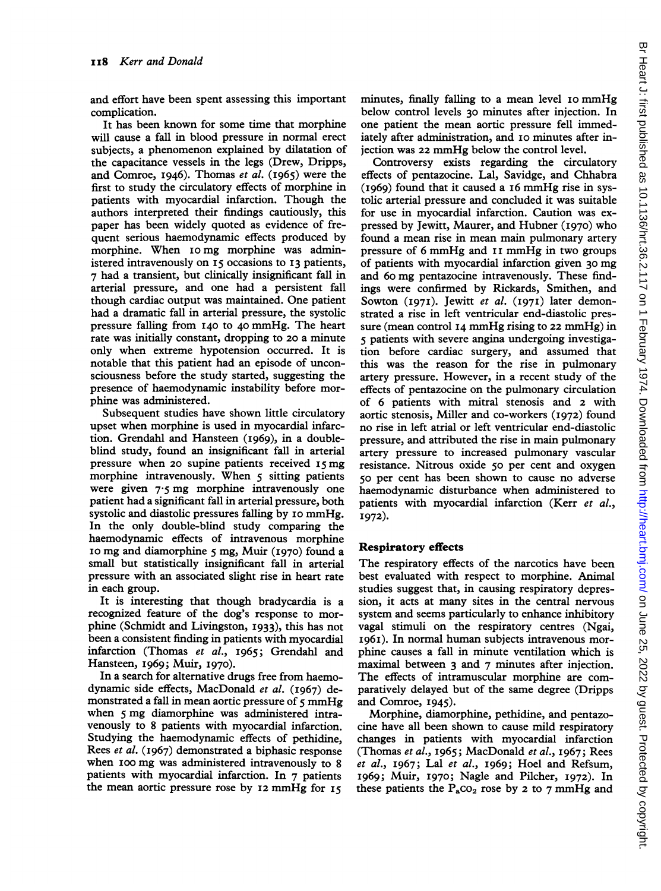and effort have been spent assessing this important complication.

It has been known for some time that morphine will cause a fall in blood pressure in normal erect subjects, a phenomenon explained by dilatation of the capacitance vessels in the legs (Drew, Dripps, and Comroe, 1946). Thomas *et al.* (1965) were the first to study the circulatory effects of morphine in patients with myocardial infarction. Though the authors interpreted their findings cautiously, this paper has been widely quoted as evidence of frequent serious haemodynamic effects produced by morphine. When 10 mg morphine was administered intravenously on 15 occasions to 13 patients, 7 had a transient, but clinically insignificant fall in arterial pressure, and one had a persistent fall though cardiac output was maintained. One patient had a dramatic fall in arterial pressure, the systolic pressure falling from 140 to 40 mmHg. The heart rate was initially constant, dropping to 20 a minute only when extreme hypotension occurred. It is notable that this patient had an episode of unconsciousness before the study started, suggesting the presence of haemodynamic instability before morphine was administered.

Subsequent studies have shown little circulatory upset when morphine is used in myocardial infarction. Grendahl and Hansteen (1969), in a double-blind study, found an insignificant fall in arterial pressure when 20 supine patients received 15 mg morphine intravenously. When 5 sitting patients were given 7·5 mg morphine intravenously one patient had a significant fall in arterial pressure, both systolic and diastolic pressures falling by 10 mmHg. In the only double-blind study comparing the haemodynamic effects of intravenous morphine 10 mg and diamorphine 5 mg, Muir (1970) found a small but statistically insignificant fall in arterial pressure with an associated slight rise in heart rate in each group.

It is interesting that though bradycardia is a recognized feature of the dog's response to morphine (Schmidt and Livingston, 1933), this has not been a consistent finding in patients with myocardial infarction (Thomas *et al.*, 1965; Grendahl and Hansteen, 1969; Muir, 1970).

In a search for alternative drugs free from haemodynamic side effects, MacDonald *et al.* (1967) demonstrated a fall in mean aortic pressure of 5 mmHg when 5 mg diamorphine was administered intravenously to 8 patients with myocardial infarction. Studying the haemodynamic effects of pethidine, Rees *et al.* (1967) demonstrated a biphasic response when 100 mg was administered intravenously to 8 patients with myocardial infarction. In 7 patients the mean aortic pressure rose by 12 mmHg for 15 minutes, finally falling to a mean level 10 mmHg below control levels 30 minutes after injection. In one patient the mean aortic pressure fell immediately after administration, and 10 minutes after injection was 22 mmHg below the control level.

Controversy exists regarding the circulatory effects of pentazocine. Lal, Savidge, and Chhabra (1969) found that it caused a 16 mmHg rise in systolic arterial pressure and concluded it was suitable for use in myocardial infarction. Caution was expressed by Jewitt, Maurer, and Hubner (1970) who found a mean rise in mean main pulmonary artery pressure of 6 mmHg and 11 mmHg in two groups of patients with myocardial infarction given 30 mg and 60 mg pentazocine intravenously. These findings were confirmed by Rickards, Smithen, and Sowton (1971). Jewitt *et al.* (1971) later demonstrated a rise in left ventricular end-diastolic pressure (mean control 14 mmHg rising to 22 mmHg) in 5 patients with severe angina undergoing investigation before cardiac surgery, and assumed that this was the reason for the rise in pulmonary artery pressure. However, in a recent study of the effects of pentazocine on the pulmonary circulation of 6 patients with mitral stenosis and 2 with aortic stenosis, Miller and co-workers (1972) found no rise in left atrial or left ventricular end-diastolic pressure, and attributed the rise in main pulmonary artery pressure to increased pulmonary vascular resistance. Nitrous oxide 50 per cent and oxygen 50 per cent has been shown to cause no adverse haemodynamic disturbance when administered to patients with myocardial infarction (Kerr *et al.*, 1972).

## Respiratory effects

The respiratory effects of the narcotics have been best evaluated with respect to morphine. Animal studies suggest that, in causing respiratory depression, it acts at many sites in the central nervous system and seems particularly to enhance inhibitory vagal stimuli on the respiratory centres (Ngai, 1961). In normal human subjects intravenous morphine causes a fall in minute ventilation which is maximal between 3 and 7 minutes after injection. The effects of intramuscular morphine are comparatively delayed but of the same degree (Dripps and Comroe, 1945).

Morphine, diamorphine, pethidine, and pentazocine have all been shown to cause mild respiratory changes in patients with myocardial infarction (Thomas *et al.*, 1965; MacDonald *et al.*, 1967; Rees *et al.*, 1967; Lal *et al.*, 1969; Hoel and Refsum, 1969; Muir, 1970; Nagle and Pilcher, 1972). In these patients the $P_{a}CO_2$ rose by 2 to 7 mmHg and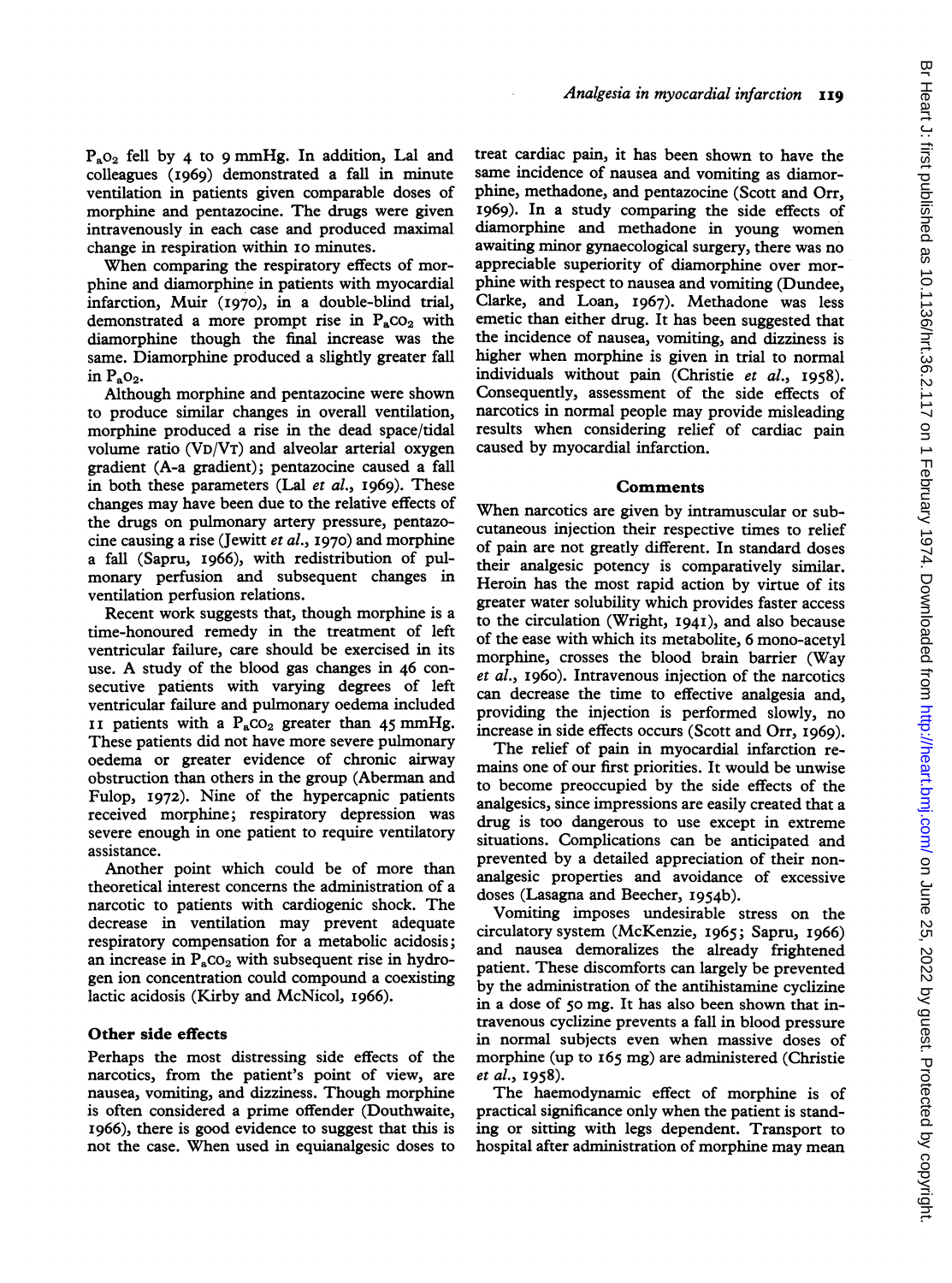$P_aO_2$ fell by 4 to 9 mmHg. In addition, Lal and colleagues (1969) demonstrated a fall in minute ventilation in patients given comparable doses of morphine and pentazocine. The drugs were given intravenously in each case and produced maximal change in respiration within 10 minutes.

When comparing the respiratory effects of morphine and diamorphine in patients with myocardial infarction, Muir (1970), in a double-blind trial, demonstrated a more prompt rise in $P_aCO_2$ with diamorphine though the final increase was the same. Diamorphine produced a slightly greater fall in $P_aO_2$.

Although morphine and pentazocine were shown to produce similar changes in overall ventilation, morphine produced a rise in the dead space/tidal volume ratio ($V_D/V_T$) and alveolar arterial oxygen gradient (A-a gradient); pentazocine caused a fall in both these parameters (Lal *et al.*, 1969). These changes may have been due to the relative effects of the drugs on pulmonary artery pressure, pentazocine causing a rise (Jewitt *et al.*, 1970) and morphine a fall (Sapru, 1966), with redistribution of pulmonary perfusion and subsequent changes in ventilation perfusion relations.

Recent work suggests that, though morphine is a time-honoured remedy in the treatment of left ventricular failure, care should be exercised in its use. A study of the blood gas changes in 46 consecutive patients with varying degrees of left ventricular failure and pulmonary oedema included 11 patients with a $P_aCO_2$ greater than 45 mmHg. These patients did not have more severe pulmonary oedema or greater evidence of chronic airway obstruction than others in the group (Aberman and Fulop, 1972). Nine of the hypercapnic patients received morphine; respiratory depression was severe enough in one patient to require ventilatory assistance.

Another point which could be of more than theoretical interest concerns the administration of a narcotic to patients with cardiogenic shock. The decrease in ventilation may prevent adequate respiratory compensation for a metabolic acidosis; an increase in $P_aCO_2$ with subsequent rise in hydrogen ion concentration could compound a coexisting lactic acidosis (Kirby and McNicol, 1966).

### Other side effects

Perhaps the most distressing side effects of the narcotics, from the patient's point of view, are nausea, vomiting, and dizziness. Though morphine is often considered a prime offender (Douthwaite, 1966), there is good evidence to suggest that this is not the case. When used in equianalgesic doses to treat cardiac pain, it has been shown to have the same incidence of nausea and vomiting as diamorphine, methadone, and pentazocine (Scott and Orr, 1969). In a study comparing the side effects of diamorphine and methadone in young women awaiting minor gynaecological surgery, there was no appreciable superiority of diamorphine over morphine with respect to nausea and vomiting (Dundee, Clarke, and Loan, 1967). Methadone was less emetic than either drug. It has been suggested that the incidence of nausea, vomiting, and dizziness is higher when morphine is given in trial to normal individuals without pain (Christie *et al.*, 1958). Consequently, assessment of the side effects of narcotics in normal people may provide misleading results when considering relief of cardiac pain caused by myocardial infarction.

### Comments

When narcotics are given by intramuscular or subcutaneous injection their respective times to relief of pain are not greatly different. In standard doses their analgesic potency is comparatively similar. Heroin has the most rapid action by virtue of its greater water solubility which provides faster access to the circulation (Wright, 1941), and also because of the ease with which its metabolite, 6 mono-acetyl morphine, crosses the blood brain barrier (Way *et al.*, 1960). Intravenous injection of the narcotics can decrease the time to effective analgesia and, providing the injection is performed slowly, no increase in side effects occurs (Scott and Orr, 1969).

The relief of pain in myocardial infarction remains one of our first priorities. It would be unwise to become preoccupied by the side effects of the analgesics, since impressions are easily created that a drug is too dangerous to use except in extreme situations. Complications can be anticipated and prevented by a detailed appreciation of their non-analgesic properties and avoidance of excessive doses (Lasagna and Beecher, 1954b).

Vomiting imposes undesirable stress on the circulatory system (McKenzie, 1965; Sapru, 1966) and nausea demoralizes the already frightened patient. These discomforts can largely be prevented by the administration of the antihistamine cyclizine in a dose of 50 mg. It has also been shown that intravenous cyclizine prevents a fall in blood pressure in normal subjects even when massive doses of morphine (up to 165 mg) are administered (Christie *et al.*, 1958).

The haemodynamic effect of morphine is of practical significance only when the patient is standing or sitting with legs dependent. Transport to hospital after administration of morphine may mean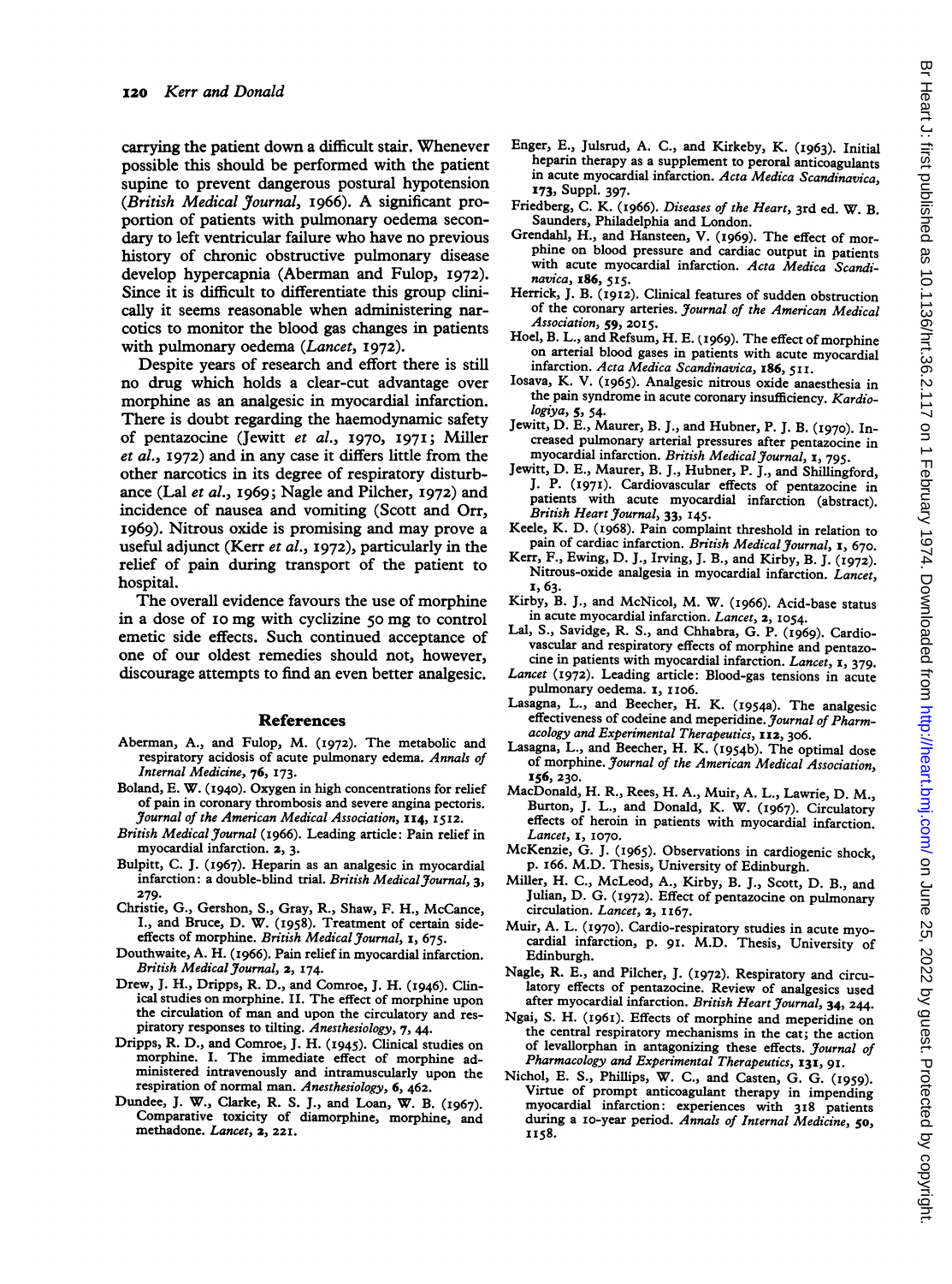carrying the patient down a difficult stair. Whenever possible this should be performed with the patient supine to prevent dangerous postural hypotension (*British Medical Journal*, 1966). A significant proportion of patients with pulmonary oedema secondary to left ventricular failure who have no previous history of chronic obstructive pulmonary disease develop hypercapnia (Aberman and Fulop, 1972). Since it is difficult to differentiate this group clinically it seems reasonable when administering narcotics to monitor the blood gas changes in patients with pulmonary oedema (*Lancet*, 1972).

Despite years of research and effort there is still no drug which holds a clear-cut advantage over morphine as an analgesic in myocardial infarction. There is doubt regarding the haemodynamic safety of pentazocine (Jewitt *et al.*, 1970, 1971; Miller *et al.*, 1972) and in any case it differs little from the other narcotics in its degree of respiratory disturbance (Lal *et al.*, 1969; Nagle and Pilcher, 1972) and incidence of nausea and vomiting (Scott and Orr, 1969). Nitrous oxide is promising and may prove a useful adjunct (Kerr *et al.*, 1972), particularly in the relief of pain during transport of the patient to hospital.

The overall evidence favours the use of morphine in a dose of 10 mg with cyclizine 50 mg to control emetic side effects. Such continued acceptance of one of our oldest remedies should not, however, discourage attempts to find an even better analgesic.

## References

Aberman, A., and Fulop, M. (1972). The metabolic and respiratory acidosis of acute pulmonary edema. *Annals of Internal Medicine*, **76**, 173.

Boland, E. W. (1940). Oxygen in high concentrations for relief of pain in coronary thrombosis and severe angina pectoris. *Journal of the American Medical Association*, **114**, 1512.

*British Medical Journal* (1966). Leading article: Pain relief in myocardial infarction. **2**, 3.

Bulpitt, C. J. (1967). Heparin as an analgesic in myocardial infarction: a double-blind trial. *British Medical Journal*, **3**, 279.

Christie, G., Gershon, S., Gray, R., Shaw, F. H., McCance, I., and Bruce, D. W. (1958). Treatment of certain side-effects of morphine. *British Medical Journal*, **1**, 675.

Douthwaite, A. H. (1966). Pain relief in myocardial infarction. *British Medical Journal*, **2**, 174.

Drew, J. H., Dripps, R. D., and Comroe, J. H. (1946). Clinical studies on morphine. II. The effect of morphine upon the circulation of man and upon the circulatory and respiratory responses to tilting. *Anesthesiology*, **7**, 44.

Dripps, R. D., and Comroe, J. H. (1945). Clinical studies on morphine. I. The immediate effect of morphine administered intravenously and intramuscularly upon the respiration of normal man. *Anesthesiology*, **6**, 462.

Dundee, J. W., Clarke, R. S. J., and Loan, W. B. (1967). Comparative toxicity of diamorphine, morphine, and methadone. *Lancet*, **2**, 221.

Enger, E., Julsrud, A. C., and Kirkeby, K. (1963). Initial heparin therapy as a supplement to peroral anticoagulants in acute myocardial infarction. *Acta Medica Scandinavica*, **173**, Suppl. 397.

Friedberg, C. K. (1966). *Diseases of the Heart*, 3rd ed. W. B. Saunders, Philadelphia and London.

Grendahl, H., and Hansteen, V. (1969). The effect of morphine on blood pressure and cardiac output in patients with acute myocardial infarction. *Acta Medica Scandinavica*, **186**, 515.

Herrick, J. B. (1912). Clinical features of sudden obstruction of the coronary arteries. *Journal of the American Medical Association*, **59**, 2015.

Hoel, B. L., and Refsum, H. E. (1969). The effect of morphine on arterial blood gases in patients with acute myocardial infarction. *Acta Medica Scandinavica*, **186**, 511.

Iosava, K. V. (1965). Analgesic nitrous oxide anaesthesia in the pain syndrome in acute coronary insufficiency. *Kardiologiya*, **5**, 54.

Jewitt, D. E., Maurer, B. J., and Hubner, P. J. B. (1970). Increased pulmonary arterial pressures after pentazocine in myocardial infarction. *British Medical Journal*, **1**, 795.

Jewitt, D. E., Maurer, B. J., Hubner, P. J., and Shillingford, J. P. (1971). Cardiovascular effects of pentazocine in patients with acute myocardial infarction (abstract). *British Heart Journal*, **33**, 145.

Keele, K. D. (1968). Pain complaint threshold in relation to pain of cardiac infarction. *British Medical Journal*, **1**, 670.

Kerr, F., Ewing, D. J., Irving, J. B., and Kirby, B. J. (1972). Nitrous-oxide analgesia in myocardial infarction. *Lancet*, **1**, 63.

Kirby, B. J., and McNicol, M. W. (1966). Acid-base status in acute myocardial infarction. *Lancet*, **2**, 1054.

Lal, S., Savidge, R. S., and Chhabra, G. P. (1969). Cardiovascular and respiratory effects of morphine and pentazocine in patients with myocardial infarction. *Lancet*, **1**, 379.

*Lancet* (1972). Leading article: Blood-gas tensions in acute pulmonary oedema. **1**, 1106.

Lasagna, L., and Beecher, H. K. (1954a). The analgesic effectiveness of codeine and meperidine. *Journal of Pharmacology and Experimental Therapeutics*, **112**, 306.

Lasagna, L., and Beecher, H. K. (1954b). The optimal dose of morphine. *Journal of the American Medical Association*, **156**, 230.

MacDonald, H. R., Rees, H. A., Muir, A. L., Lawrie, D. M., Burton, J. L., and Donald, K. W. (1967). Circulatory effects of heroin in patients with myocardial infarction. *Lancet*, **1**, 1070.

McKenzie, G. J. (1965). Observations in cardiogenic shock, p. 166. M.D. Thesis, University of Edinburgh.

Miller, H. C., McLeod, A., Kirby, B. J., Scott, D. B., and Julian, D. G. (1972). Effect of pentazocine on pulmonary circulation. *Lancet*, **2**, 1167.

Muir, A. L. (1970). Cardio-respiratory studies in acute myocardial infarction, p. 91. M.D. Thesis, University of Edinburgh.

Nagle, R. E., and Pilcher, J. (1972). Respiratory and circulatory effects of pentazocine. Review of analgesics used after myocardial infarction. *British Heart Journal*, **34**, 244.

Ngai, S. H. (1961). Effects of morphine and meperidine on the central respiratory mechanisms in the cat; the action of levallorphan in antagonizing these effects. *Journal of Pharmacology and Experimental Therapeutics*, **131**, 91.

Nichol, E. S., Phillips, W. C., and Casten, G. G. (1959). Virtue of prompt anticoagulant therapy in impending myocardial infarction: experiences with 318 patients during a 10-year period. *Annals of Internal Medicine*, **50**, 1158.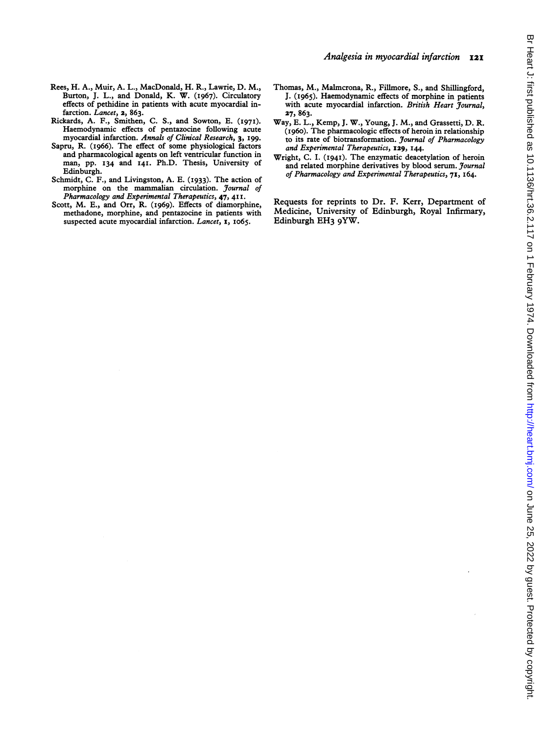Rees, H. A., Muir, A. L., MacDonald, H. R., Lawrie, D. M., Burton, J. L., and Donald, K. W. (1967). Circulatory effects of pethidine in patients with acute myocardial infarction. *Lancet*, **2**, 863.

Rickards, A. F., Smithen, C. S., and Sowton, E. (1971). Haemodynamic effects of pentazocine following acute myocardial infarction. *Annals of Clinical Research*, **3**, 199.

Sapru, R. (1966). The effect of some physiological factors and pharmacological agents on left ventricular function in man, pp. 134 and 141. Ph.D. Thesis, University of Edinburgh.

Schmidt, C. F., and Livingston, A. E. (1933). The action of morphine on the mammalian circulation. *Journal of Pharmacology and Experimental Therapeutics*, **47**, 411.

Scott, M. E., and Orr, R. (1969). Effects of diamorphine, methadone, morphine, and pentazocine in patients with suspected acute myocardial infarction. *Lancet*, **1**, 1065.

Thomas, M., Malmcrona, R., Fillmore, S., and Shillingford, J. (1965). Haemodynamic effects of morphine in patients with acute myocardial infarction. *British Heart Journal*, **27**, 863.

Way, E. L., Kemp, J. W., Young, J. M., and Grassetti, D. R. (1960). The pharmacologic effects of heroin in relationship to its rate of biotransformation. *Journal of Pharmacology and Experimental Therapeutics*, **129**, 144.

Wright, C. I. (1941). The enzymatic deacetylation of heroin and related morphine derivatives by blood serum. *Journal of Pharmacology and Experimental Therapeutics*, **71**, 164.

Requests for reprints to Dr. F. Kerr, Department of Medicine, University of Edinburgh, Royal Infirmary, Edinburgh EH3 9YW.